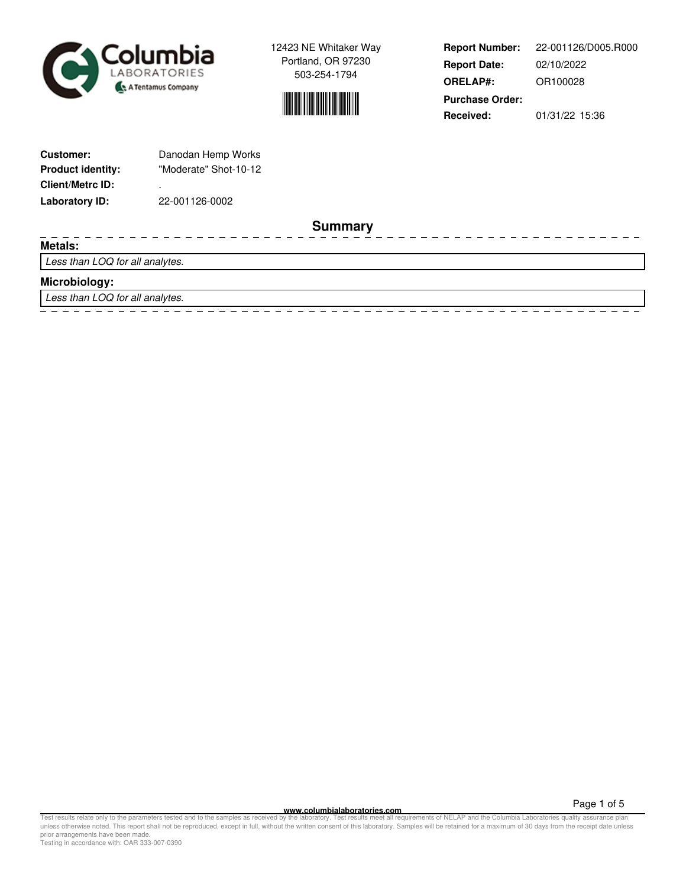Columbia LABORATORIES A Tentamus Company

12423 NE Whitaker Way
Portland, OR 97230
503-254-1794

| | |
|---|---|
| **Report Number:** | 22-001126/D005.R000 |
| **Report Date:** | 02/10/2022 |
| **ORELAP#:** | OR100028 |
| **Purchase Order:** | |
| **Received:** | 01/31/22 15:36 |

| | |
|---|---|
| **Customer:** | Danodan Hemp Works |
| **Product identity:** | "Moderate" Shot-10-12 |
| **Client/Metrc ID:** | . |
| **Laboratory ID:** | 22-001126-0002 |

## Summary

### Metals:

*Less than LOQ for all analytes.*

### Microbiology:

*Less than LOQ for all analytes.*

www.columbialaboratories.com

Test results relate only to the parameters tested and to the samples as received by the laboratory. Test results meet all requirements of NELAP and the Columbia Laboratories quality assurance plan unless otherwise noted. This report shall not be reproduced, except in full, without the written consent of this laboratory. Samples will be retained for a maximum of 30 days from the receipt date unless prior arrangements have been made.
Testing in accordance with: OAR 333-007-0390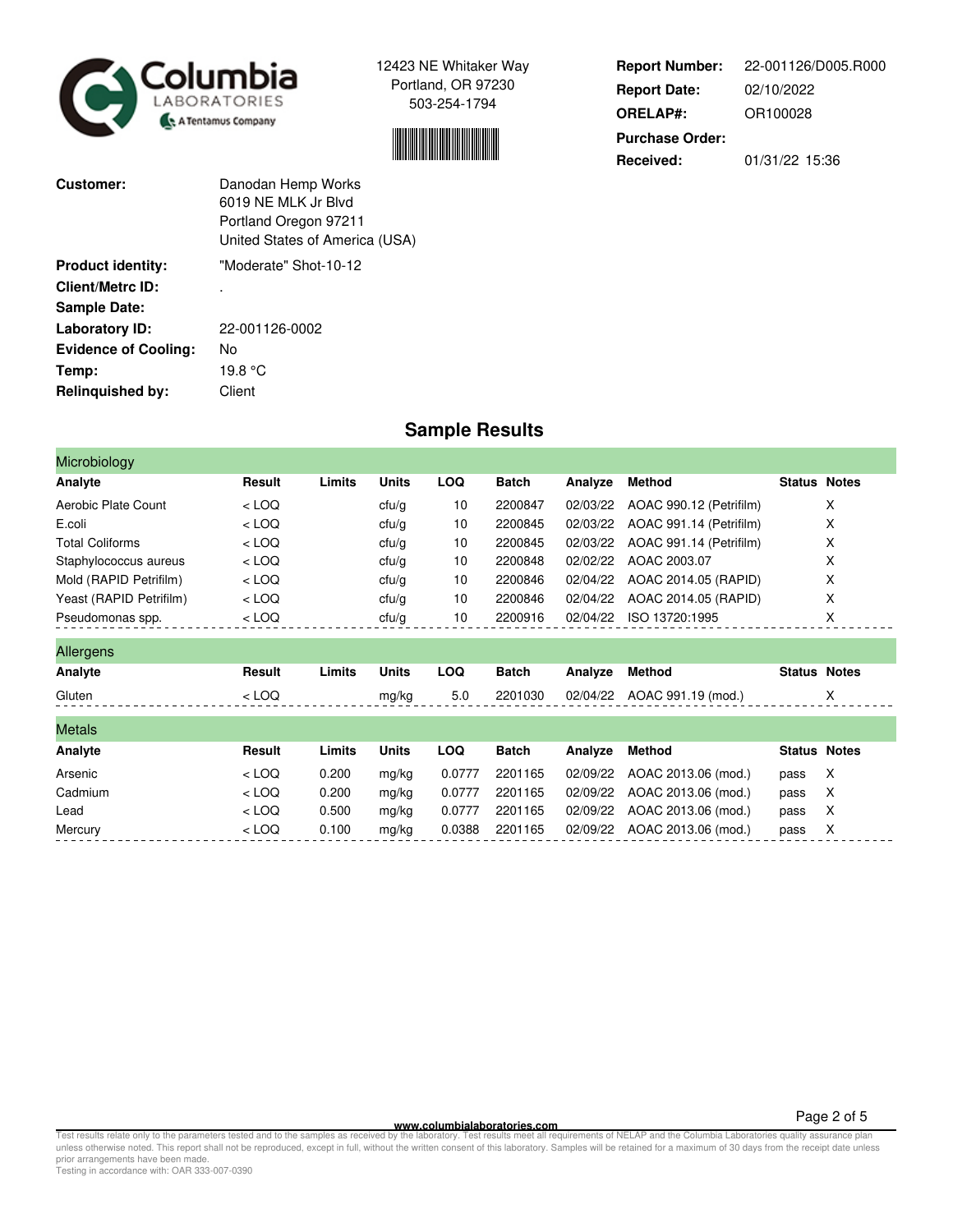Columbia LABORATORIES A Tentamus Company

12423 NE Whitaker Way
Portland, OR 97230
503-254-1794

**Report Number:** 22-001126/D005.R000
**Report Date:** 02/10/2022
**ORELAP#:** OR100028
**Purchase Order:**
**Received:** 01/31/22 15:36

**Customer:** Danodan Hemp Works
6019 NE MLK Jr Blvd
Portland Oregon 97211
United States of America (USA)

**Product identity:** "Moderate" Shot-10-12
**Client/Metrc ID:** .
**Sample Date:**
**Laboratory ID:** 22-001126-0002
**Evidence of Cooling:** No
**Temp:** 19.8 °C
**Relinquished by:** Client

## Sample Results

### Microbiology

| Analyte | Result | Limits | Units | LOQ | Batch | Analyze | Method | Status | Notes |
|---|---|---|---|---|---|---|---|---|---|
| Aerobic Plate Count | < LOQ | | cfu/g | 10 | 2200847 | 02/03/22 | AOAC 990.12 (Petrifilm) | | X |
| E.coli | < LOQ | | cfu/g | 10 | 2200845 | 02/03/22 | AOAC 991.14 (Petrifilm) | | X |
| Total Coliforms | < LOQ | | cfu/g | 10 | 2200845 | 02/03/22 | AOAC 991.14 (Petrifilm) | | X |
| Staphylococcus aureus | < LOQ | | cfu/g | 10 | 2200848 | 02/02/22 | AOAC 2003.07 | | X |
| Mold (RAPID Petrifilm) | < LOQ | | cfu/g | 10 | 2200846 | 02/04/22 | AOAC 2014.05 (RAPID) | | X |
| Yeast (RAPID Petrifilm) | < LOQ | | cfu/g | 10 | 2200846 | 02/04/22 | AOAC 2014.05 (RAPID) | | X |
| Pseudomonas spp. | < LOQ | | cfu/g | 10 | 2200916 | 02/04/22 | ISO 13720:1995 | | X |

### Allergens

| Analyte | Result | Limits | Units | LOQ | Batch | Analyze | Method | Status | Notes |
|---|---|---|---|---|---|---|---|---|---|
| Gluten | < LOQ | | mg/kg | 5.0 | 2201030 | 02/04/22 | AOAC 991.19 (mod.) | | X |

### Metals

| Analyte | Result | Limits | Units | LOQ | Batch | Analyze | Method | Status | Notes |
|---|---|---|---|---|---|---|---|---|---|
| Arsenic | < LOQ | 0.200 | mg/kg | 0.0777 | 2201165 | 02/09/22 | AOAC 2013.06 (mod.) | pass | X |
| Cadmium | < LOQ | 0.200 | mg/kg | 0.0777 | 2201165 | 02/09/22 | AOAC 2013.06 (mod.) | pass | X |
| Lead | < LOQ | 0.500 | mg/kg | 0.0777 | 2201165 | 02/09/22 | AOAC 2013.06 (mod.) | pass | X |
| Mercury | < LOQ | 0.100 | mg/kg | 0.0388 | 2201165 | 02/09/22 | AOAC 2013.06 (mod.) | pass | X |

www.columbialaboratories.com

Test results relate only to the parameters tested and to the samples as received by the laboratory. Test results meet all requirements of NELAP and the Columbia Laboratories quality assurance plan unless otherwise noted. This report shall not be reproduced, except in full, without the written consent of this laboratory. Samples will be retained for a maximum of 30 days from the receipt date unless prior arrangements have been made.
Testing in accordance with: OAR 333-007-0390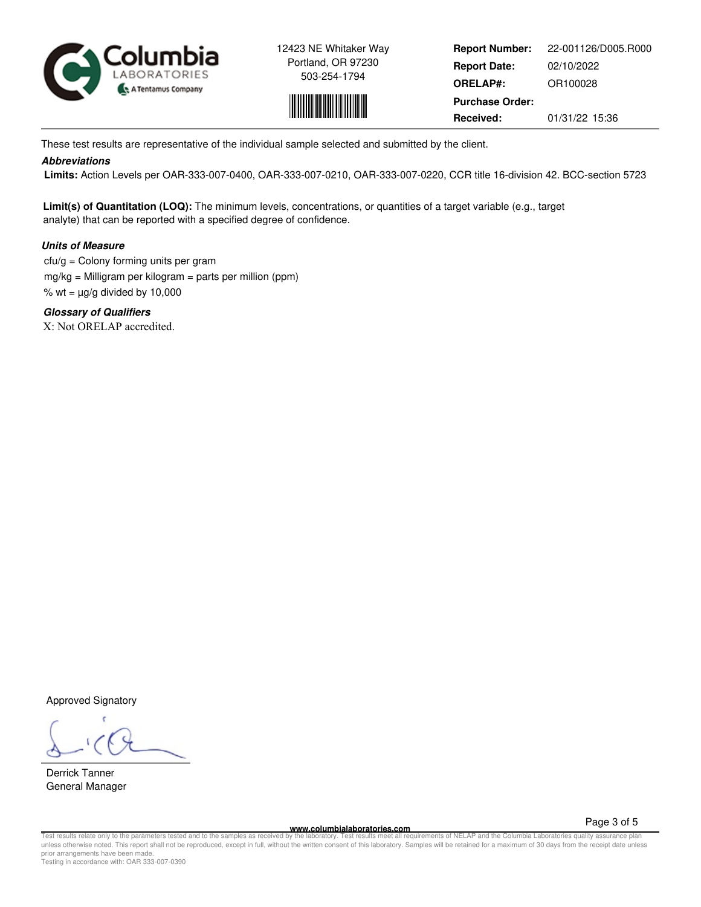12423 NE Whitaker Way
Portland, OR 97230
503-254-1794

| | |
|---|---|
| **Report Number:** | 22-001126/D005.R000 |
| **Report Date:** | 02/10/2022 |
| **ORELAP#:** | OR100028 |
| **Purchase Order:** | |
| **Received:** | 01/31/22 15:36 |

These test results are representative of the individual sample selected and submitted by the client.

***Abbreviations***

**Limits:** Action Levels per OAR-333-007-0400, OAR-333-007-0210, OAR-333-007-0220, CCR title 16-division 42. BCC-section 5723

**Limit(s) of Quantitation (LOQ):** The minimum levels, concentrations, or quantities of a target variable (e.g., target analyte) that can be reported with a specified degree of confidence.

***Units of Measure***

cfu/g = Colony forming units per gram
mg/kg = Milligram per kilogram = parts per million (ppm)
% wt = µg/g divided by 10,000

***Glossary of Qualifiers***

X: Not ORELAP accredited.

Approved Signatory

Derrick Tanner
General Manager

www.columbialaboratories.com

Test results relate only to the parameters tested and to the samples as received by the laboratory. Test results meet all requirements of NELAP and the Columbia Laboratories quality assurance plan unless otherwise noted. This report shall not be reproduced, except in full, without the written consent of this laboratory. Samples will be retained for a maximum of 30 days from the receipt date unless prior arrangements have been made.
Testing in accordance with: OAR 333-007-0390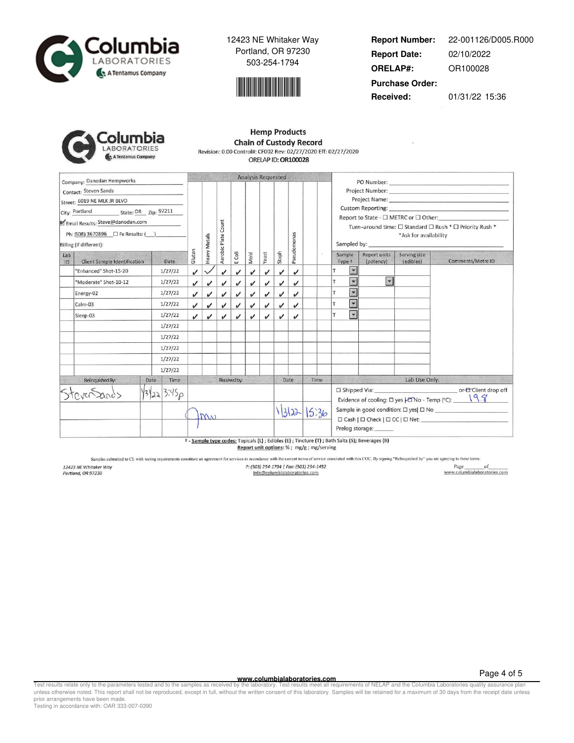Columbia LABORATORIES A Tentamus Company

12423 NE Whitaker Way
Portland, OR 97230
503-254-1794

**Report Number:** 22-001126/D005.R000
**Report Date:** 02/10/2022
**ORELAP#:** OR100028
**Purchase Order:**
**Received:** 01/31/22 15:36

Columbia LABORATORIES A Tentamus Company

## Hemp Products
## Chain of Custody Record

Revision: 0.00 Control#: CF002 Rev: 02/27/2020 Eff: 02/27/2020
ORELAP ID: **OR100028**

Company: Danodan Hempworks
Contact: Steven Sands
Street: 6019 NE MLK JR BLVD
City: Portland State: OR Zip: 97211
☑ Email Results: Steve@danodan.com
Ph: (508) 3670896 ☐ Fx Results: (___)
Billing (if different):

PO Number:
Project Number:
Project Name:
Custom Reporting:
Report to State - ☐ METRC or ☐ Other:
Turn-around time: ☐ Standard ☐ Rush * ☐ Priority Rush *
*Ask for availability
Sampled by:

| Lab ID | Client Sample Identification | Date | Gluten | Heavy Metals | Aerobic Plate Count | E Coli | Mold | Yeast | Staph | Pseudomonas | | | Sample Type † | Report units (potency) | Serving size (edibles) | Comments/Metrc ID |
|---|---|---|---|---|---|---|---|---|---|---|---|---|---|---|---|---|
| | "Enhanced" Shot-15-20 | 1/27/22 | ✓ | ✓ | ✓ | ✓ | ✓ | ✓ | ✓ | ✓ | | | T | | | |
| | "Moderate" Shot-10-12 | 1/27/22 | ✓ | ✓ | ✓ | ✓ | ✓ | ✓ | ✓ | ✓ | | | T | | | |
| | Energy-02 | 1/27/22 | ✓ | ✓ | ✓ | ✓ | ✓ | ✓ | ✓ | ✓ | | | T | | | |
| | Calm-03 | 1/27/22 | ✓ | ✓ | ✓ | ✓ | ✓ | ✓ | ✓ | ✓ | | | T | | | |
| | Sleep-03 | 1/27/22 | ✓ | ✓ | ✓ | ✓ | ✓ | ✓ | ✓ | ✓ | | | T | | | |
| | | 1/27/22 | | | | | | | | | | | | | | |
| | | 1/27/22 | | | | | | | | | | | | | | |
| | | 1/27/22 | | | | | | | | | | | | | | |
| | | 1/27/22 | | | | | | | | | | | | | | |
| | | 1/27/22 | | | | | | | | | | | | | | |

| Relinquished By: | Date | Time | Received by: | Date | Time |
|---|---|---|---|---|---|
| Steven Sands | 1/31/22 | 3:45p | | | |
| | | | Jmu | 1/31/22 | 15:36 |
| | | | | | |

Lab Use Only:
☐ Shipped Via: ________ or ☑ Client drop off
Evidence of cooling: ☐ yes ☑ No - Temp (°C): 19.8
Sample in good condition: ☐ yes | ☐ No
☐ Cash | ☐ Check | ☐ CC | ☐ Net:
Prelog storage:

† - **Sample type codes:** Topicals (L) ; Edibles (E) ; Tincture (T) ; Bath Salts (S); Beverages (B)
**Report unit options:** % ; mg/g ; mg/serving

Samples submitted to CL with testing requirements constitute an agreement for services in accordance with the current terms of service associated with this COC. By signing "Relinquished by" you are agreeing to these terms.

12423 NE Whitaker Way
Portland, OR 97230

P: (503) 254-1794 | Fax: (503) 254-1452
info@columbialaboratories.com

Page ____ of ____
www.columbialaboratories.com

www.columbialaboratories.com

Test results relate only to the parameters tested and to the samples as received by the laboratory. Test results meet all requirements of NELAP and the Columbia Laboratories quality assurance plan unless otherwise noted. This report shall not be reproduced, except in full, without the written consent of this laboratory. Samples will be retained for a maximum of 30 days from the receipt date unless prior arrangements have been made.
Testing in accordance with: OAR 333-007-0390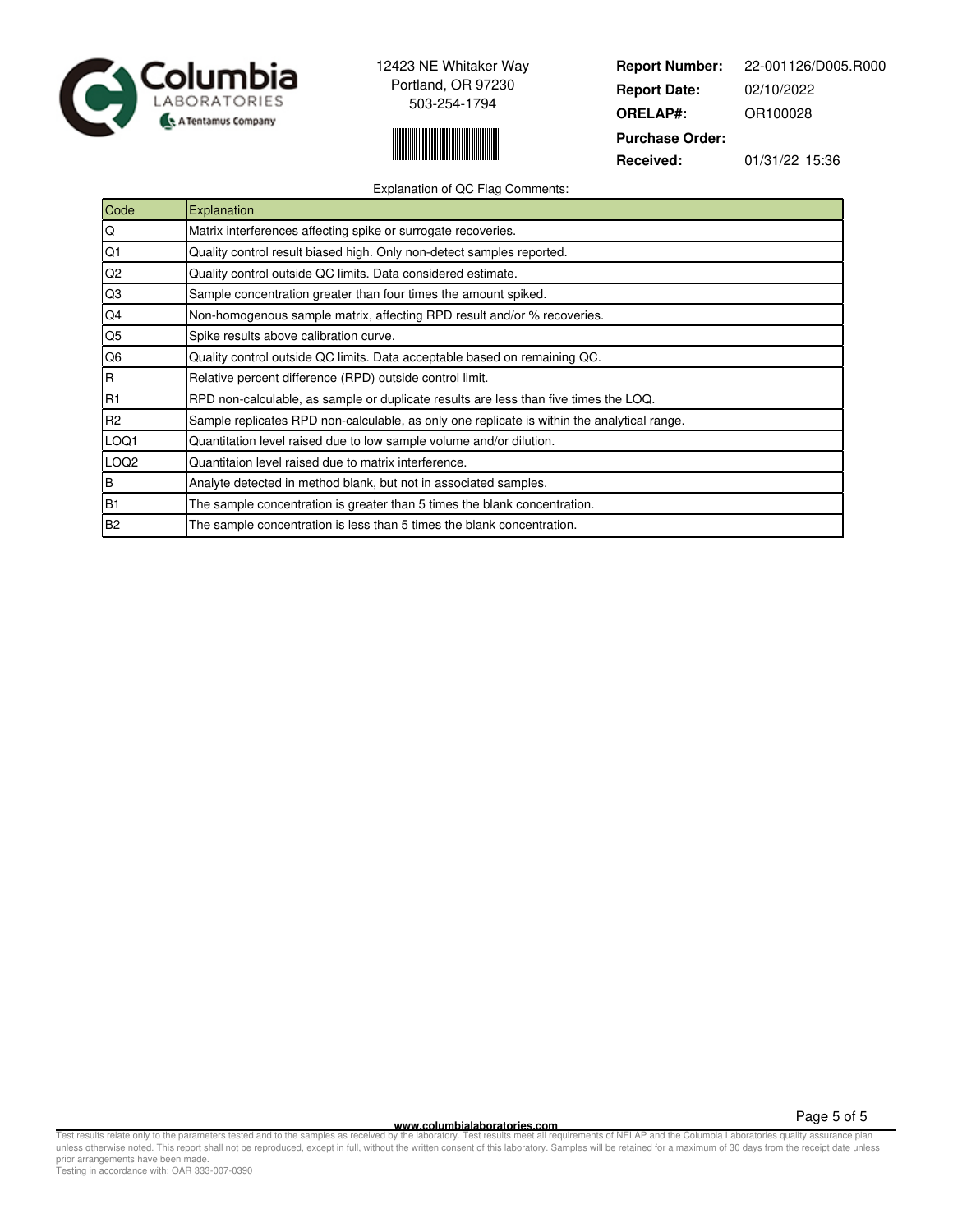Columbia Laboratories — A Tentamus Company

12423 NE Whitaker Way
Portland, OR 97230
503-254-1794

**Report Number:** 22-001126/D005.R000
**Report Date:** 02/10/2022
**ORELAP#:** OR100028
**Purchase Order:**
**Received:** 01/31/22 15:36

Explanation of QC Flag Comments:

| Code | Explanation |
|---|---|
| Q | Matrix interferences affecting spike or surrogate recoveries. |
| Q1 | Quality control result biased high. Only non-detect samples reported. |
| Q2 | Quality control outside QC limits. Data considered estimate. |
| Q3 | Sample concentration greater than four times the amount spiked. |
| Q4 | Non-homogenous sample matrix, affecting RPD result and/or % recoveries. |
| Q5 | Spike results above calibration curve. |
| Q6 | Quality control outside QC limits. Data acceptable based on remaining QC. |
| R | Relative percent difference (RPD) outside control limit. |
| R1 | RPD non-calculable, as sample or duplicate results are less than five times the LOQ. |
| R2 | Sample replicates RPD non-calculable, as only one replicate is within the analytical range. |
| LOQ1 | Quantitation level raised due to low sample volume and/or dilution. |
| LOQ2 | Quantitaion level raised due to matrix interference. |
| B | Analyte detected in method blank, but not in associated samples. |
| B1 | The sample concentration is greater than 5 times the blank concentration. |
| B2 | The sample concentration is less than 5 times the blank concentration. |

www.columbialaboratories.com

Test results relate only to the parameters tested and to the samples as received by the laboratory. Test results meet all requirements of NELAP and the Columbia Laboratories quality assurance plan unless otherwise noted. This report shall not be reproduced, except in full, without the written consent of this laboratory. Samples will be retained for a maximum of 30 days from the receipt date unless prior arrangements have been made.
Testing in accordance with: OAR 333-007-0390